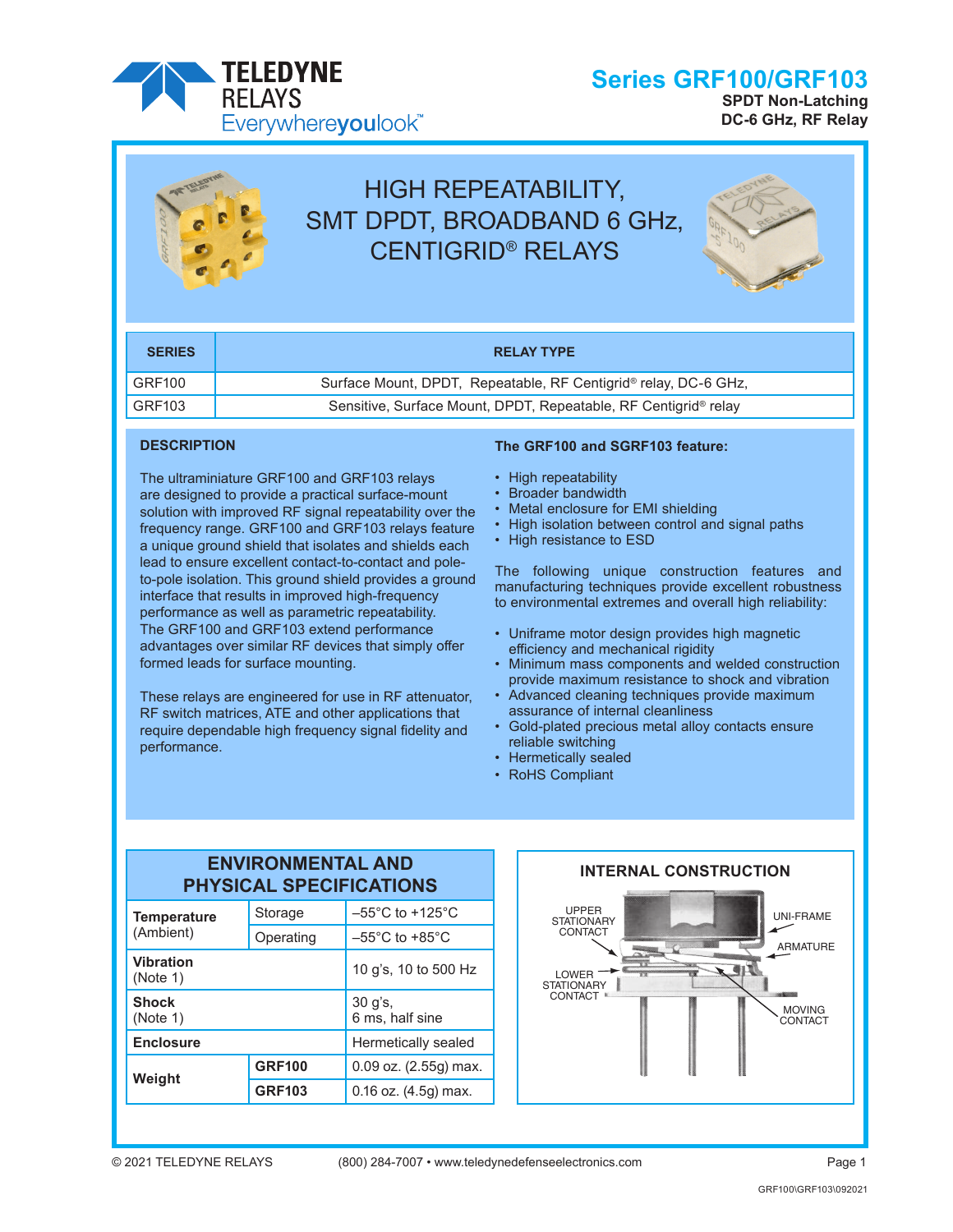# Series GRF100/GRF103

**SPDT Non-Latching**
**DC-6 GHz, RF Relay**

TELEDYNE RELAYS
Everywhereyoulook™

## HIGH REPEATABILITY, SMT DPDT, BROADBAND 6 GHz, CENTIGRID® RELAYS

| SERIES | RELAY TYPE |
|---|---|
| GRF100 | Surface Mount, DPDT, Repeatable, RF Centigrid® relay, DC-6 GHz, |
| GRF103 | Sensitive, Surface Mount, DPDT, Repeatable, RF Centigrid® relay |

### DESCRIPTION

The ultraminiature GRF100 and GRF103 relays are designed to provide a practical surface-mount solution with improved RF signal repeatability over the frequency range. GRF100 and GRF103 relays feature a unique ground shield that isolates and shields each lead to ensure excellent contact-to-contact and pole-to-pole isolation. This ground shield provides a ground interface that results in improved high-frequency performance as well as parametric repeatability. The GRF100 and GRF103 extend performance advantages over similar RF devices that simply offer formed leads for surface mounting.

These relays are engineered for use in RF attenuator, RF switch matrices, ATE and other applications that require dependable high frequency signal fidelity and performance.

### The GRF100 and SGRF103 feature:

- High repeatability
- Broader bandwidth
- Metal enclosure for EMI shielding
- High isolation between control and signal paths
- High resistance to ESD

The following unique construction features and manufacturing techniques provide excellent robustness to environmental extremes and overall high reliability:

- Uniframe motor design provides high magnetic efficiency and mechanical rigidity
- Minimum mass components and welded construction provide maximum resistance to shock and vibration
- Advanced cleaning techniques provide maximum assurance of internal cleanliness
- Gold-plated precious metal alloy contacts ensure reliable switching
- Hermetically sealed
- RoHS Compliant

### ENVIRONMENTAL AND PHYSICAL SPECIFICATIONS

| | | |
|---|---|---|
| **Temperature** (Ambient) | Storage | –55°C to +125°C |
| | Operating | –55°C to +85°C |
| **Vibration** (Note 1) | | 10 g's, 10 to 500 Hz |
| **Shock** (Note 1) | | 30 g's, 6 ms, half sine |
| **Enclosure** | | Hermetically sealed |
| **Weight** | **GRF100** | 0.09 oz. (2.55g) max. |
| | **GRF103** | 0.16 oz. (4.5g) max. |

### INTERNAL CONSTRUCTION

UPPER STATIONARY CONTACT
UNI-FRAME
ARMATURE
LOWER STATIONARY CONTACT
MOVING CONTACT

© 2021 TELEDYNE RELAYS (800) 284-7007 • www.teledynedefenseelectronics.com

GRF100\GRF103\092021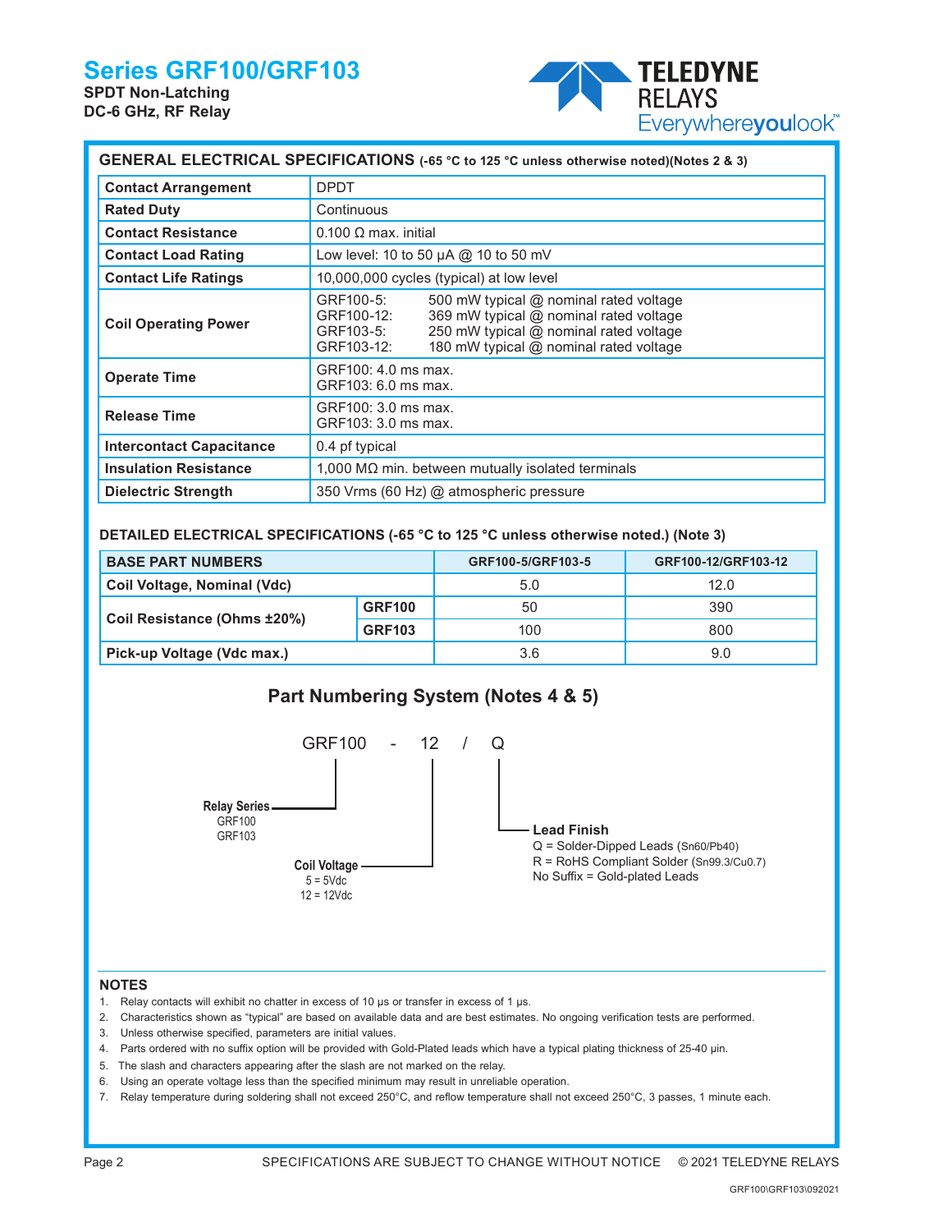# Series GRF100/GRF103

**SPDT Non-Latching**
**DC-6 GHz, RF Relay**

TELEDYNE RELAYS
Everywhereyoulook™

## GENERAL ELECTRICAL SPECIFICATIONS (-65 °C to 125 °C unless otherwise noted)(Notes 2 & 3)

| | |
|---|---|
| **Contact Arrangement** | DPDT |
| **Rated Duty** | Continuous |
| **Contact Resistance** | 0.100 Ω max. initial |
| **Contact Load Rating** | Low level: 10 to 50 µA @ 10 to 50 mV |
| **Contact Life Ratings** | 10,000,000 cycles (typical) at low level |
| **Coil Operating Power** | GRF100-5: 500 mW typical @ nominal rated voltage<br>GRF100-12: 369 mW typical @ nominal rated voltage<br>GRF103-5: 250 mW typical @ nominal rated voltage<br>GRF103-12: 180 mW typical @ nominal rated voltage |
| **Operate Time** | GRF100: 4.0 ms max.<br>GRF103: 6.0 ms max. |
| **Release Time** | GRF100: 3.0 ms max.<br>GRF103: 3.0 ms max. |
| **Intercontact Capacitance** | 0.4 pf typical |
| **Insulation Resistance** | 1,000 MΩ min. between mutually isolated terminals |
| **Dielectric Strength** | 350 Vrms (60 Hz) @ atmospheric pressure |

## DETAILED ELECTRICAL SPECIFICATIONS (-65 °C to 125 °C unless otherwise noted.) (Note 3)

| BASE PART NUMBERS | | GRF100-5/GRF103-5 | GRF100-12/GRF103-12 |
|---|---|---|---|
| **Coil Voltage, Nominal (Vdc)** | | 5.0 | 12.0 |
| **Coil Resistance (Ohms ±20%)** | **GRF100** | 50 | 390 |
| | **GRF103** | 100 | 800 |
| **Pick-up Voltage (Vdc max.)** | | 3.6 | 9.0 |

## Part Numbering System (Notes 4 & 5)

GRF100 - 12 / Q

**Relay Series**
GRF100
GRF103

**Coil Voltage**
5 = 5Vdc
12 = 12Vdc

**Lead Finish**
Q = Solder-Dipped Leads (Sn60/Pb40)
R = RoHS Compliant Solder (Sn99.3/Cu0.7)
No Suffix = Gold-plated Leads

## NOTES

1. Relay contacts will exhibit no chatter in excess of 10 µs or transfer in excess of 1 µs.
2. Characteristics shown as "typical" are based on available data and are best estimates. No ongoing verification tests are performed.
3. Unless otherwise specified, parameters are initial values.
4. Parts ordered with no suffix option will be provided with Gold-Plated leads which have a typical plating thickness of 25-40 µin.
5. The slash and characters appearing after the slash are not marked on the relay.
6. Using an operate voltage less than the specified minimum may result in unreliable operation.
7. Relay temperature during soldering shall not exceed 250°C, and reflow temperature shall not exceed 250°C, 3 passes, 1 minute each.

SPECIFICATIONS ARE SUBJECT TO CHANGE WITHOUT NOTICE © 2021 TELEDYNE RELAYS

GRF100\GRF103\092021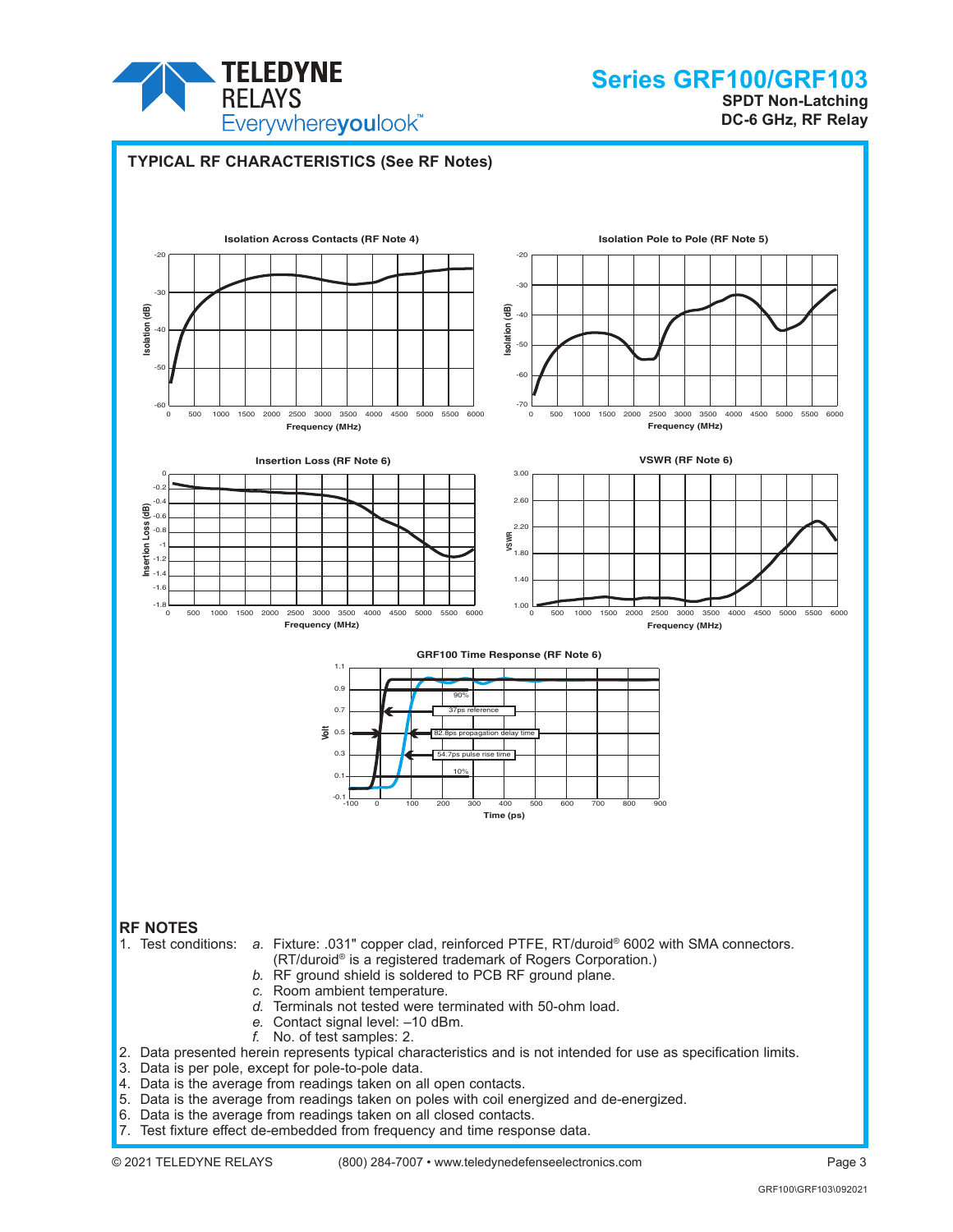## TYPICAL RF CHARACTERISTICS (See RF Notes)

Isolation Across Contacts (RF Note 4)

Isolation Pole to Pole (RF Note 5)

Insertion Loss (RF Note 6)

VSWR (RF Note 6)

GRF100 Time Response (RF Note 6)

## RF NOTES

1. Test conditions:
   - *a.* Fixture: .031" copper clad, reinforced PTFE, RT/duroid® 6002 with SMA connectors. (RT/duroid® is a registered trademark of Rogers Corporation.)
   - *b.* RF ground shield is soldered to PCB RF ground plane.
   - *c.* Room ambient temperature.
   - *d.* Terminals not tested were terminated with 50-ohm load.
   - *e.* Contact signal level: –10 dBm.
   - *f.* No. of test samples: 2.
2. Data presented herein represents typical characteristics and is not intended for use as specification limits.
3. Data is per pole, except for pole-to-pole data.
4. Data is the average from readings taken on all open contacts.
5. Data is the average from readings taken on poles with coil energized and de-energized.
6. Data is the average from readings taken on all closed contacts.
7. Test fixture effect de-embedded from frequency and time response data.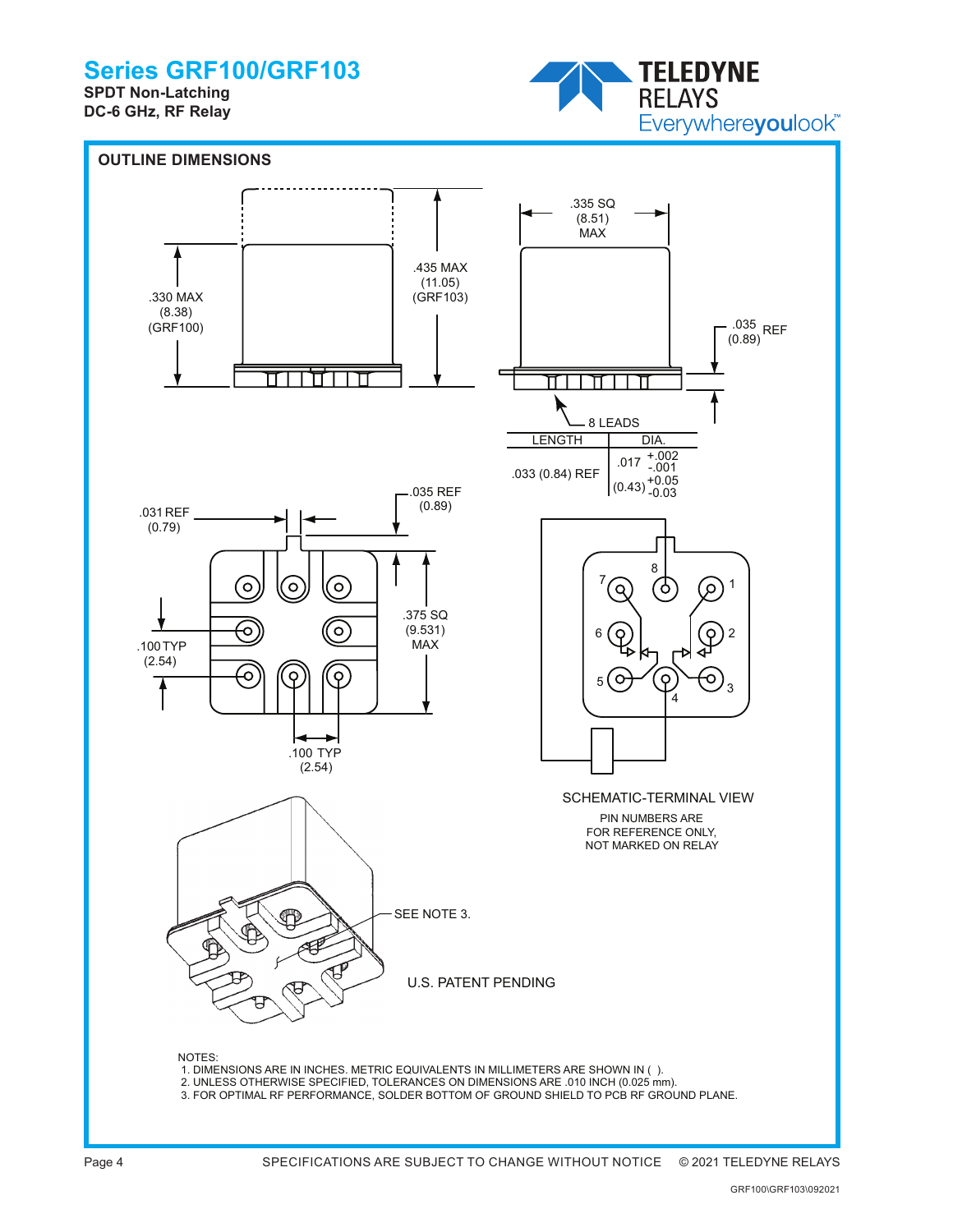# Series GRF100/GRF103

**SPDT Non-Latching**
**DC-6 GHz, RF Relay**

TELEDYNE RELAYS
Everywhereyoulook™

## OUTLINE DIMENSIONS

.330 MAX
(8.38)
(GRF100)

.435 MAX
(11.05)
(GRF103)

.335 SQ
(8.51)
MAX

.035
(0.89)
REF

8 LEADS

| LENGTH | DIA. |
|---|---|
| .033 (0.84) REF | .017 +.002 -.001 (0.43) +0.05 -0.03 |

.031 REF
(0.79)

.035 REF
(0.89)

.375 SQ
(9.531)
MAX

.100 TYP
(2.54)

.100 TYP
(2.54)

8
7
1
6
2
5
4
3

SCHEMATIC-TERMINAL VIEW

PIN NUMBERS ARE
FOR REFERENCE ONLY,
NOT MARKED ON RELAY

SEE NOTE 3.

U.S. PATENT PENDING

NOTES:
1. DIMENSIONS ARE IN INCHES. METRIC EQUIVALENTS IN MILLIMETERS ARE SHOWN IN ( ).
2. UNLESS OTHERWISE SPECIFIED, TOLERANCES ON DIMENSIONS ARE .010 INCH (0.025 mm).
3. FOR OPTIMAL RF PERFORMANCE, SOLDER BOTTOM OF GROUND SHIELD TO PCB RF GROUND PLANE.

SPECIFICATIONS ARE SUBJECT TO CHANGE WITHOUT NOTICE © 2021 TELEDYNE RELAYS

GRF100\GRF103\092021